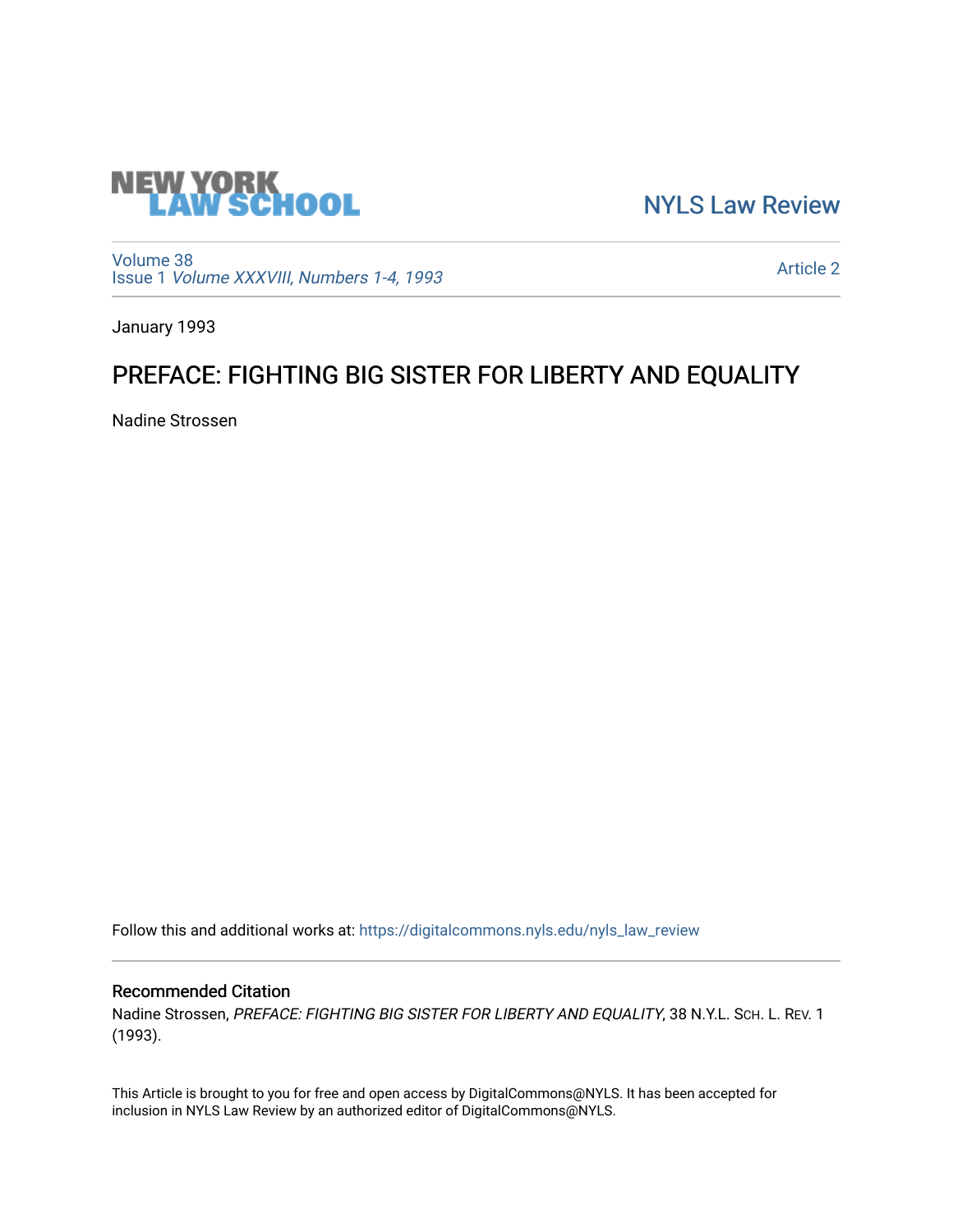NEW YORK LAW SCHOOL

NYLS Law Review

Volume 38
Issue 1 *Volume XXXVIII, Numbers 1-4, 1993*

Article 2

January 1993

# PREFACE: FIGHTING BIG SISTER FOR LIBERTY AND EQUALITY

Nadine Strossen

Follow this and additional works at: https://digitalcommons.nyls.edu/nyls_law_review

## Recommended Citation

Nadine Strossen, *PREFACE: FIGHTING BIG SISTER FOR LIBERTY AND EQUALITY*, 38 N.Y.L. SCH. L. REV. 1 (1993).

This Article is brought to you for free and open access by DigitalCommons@NYLS. It has been accepted for inclusion in NYLS Law Review by an authorized editor of DigitalCommons@NYLS.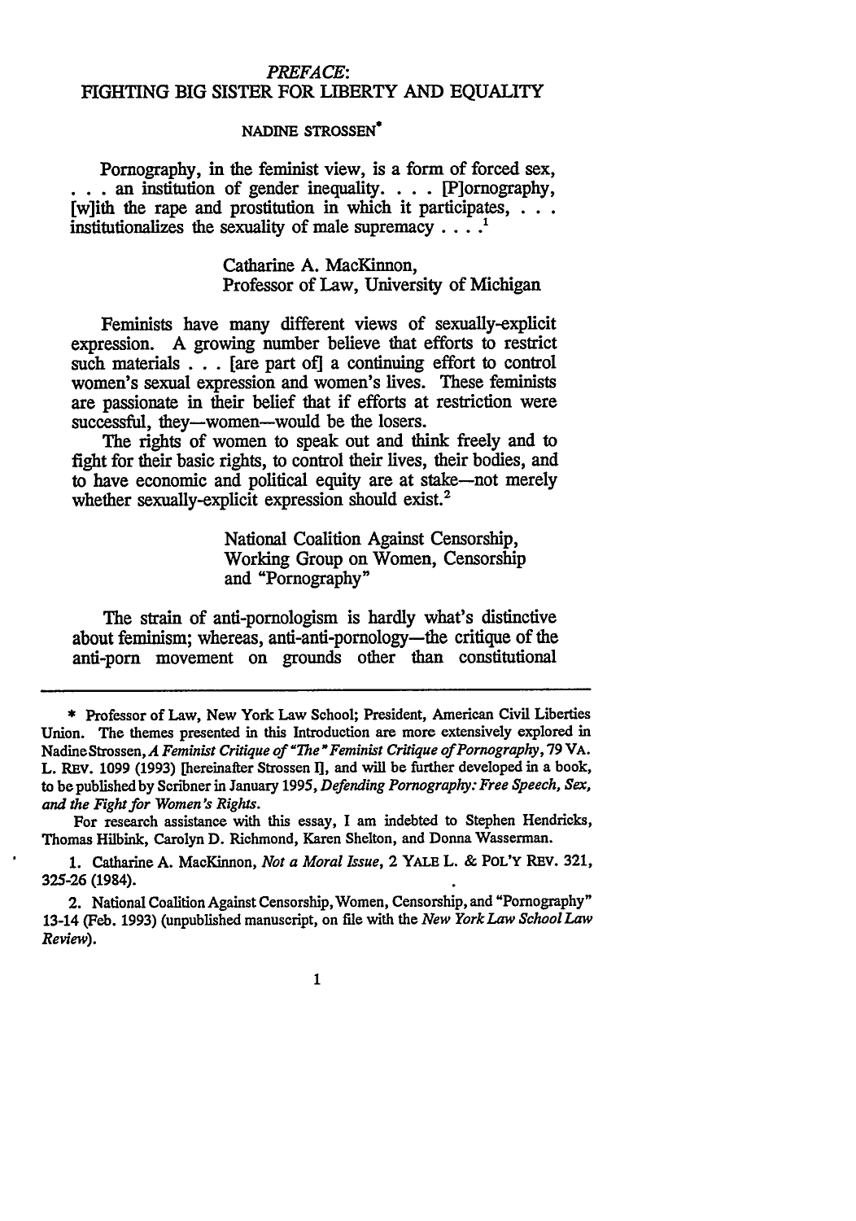# *PREFACE*: FIGHTING BIG SISTER FOR LIBERTY AND EQUALITY

NADINE STROSSEN*

> Pornography, in the feminist view, is a form of forced sex, . . . an institution of gender inequality. . . . [P]ornography, [w]ith the rape and prostitution in which it participates, . . . institutionalizes the sexuality of male supremacy . . . .[1]
>
> Catharine A. MacKinnon,
> Professor of Law, University of Michigan

> Feminists have many different views of sexually-explicit expression. A growing number believe that efforts to restrict such materials . . . [are part of] a continuing effort to control women's sexual expression and women's lives. These feminists are passionate in their belief that if efforts at restriction were successful, they—women—would be the losers.
>
> The rights of women to speak out and think freely and to fight for their basic rights, to control their lives, their bodies, and to have economic and political equity are at stake—not merely whether sexually-explicit expression should exist.[2]
>
> National Coalition Against Censorship,
> Working Group on Women, Censorship and "Pornography"

> The strain of anti-pornologism is hardly what's distinctive about feminism; whereas, anti-anti-pornology—the critique of the anti-porn movement on grounds other than constitutional

---

\* Professor of Law, New York Law School; President, American Civil Liberties Union. The themes presented in this Introduction are more extensively explored in Nadine Strossen, *A Feminist Critique of "The" Feminist Critique of Pornography*, 79 VA. L. REV. 1099 (1993) [hereinafter Strossen I], and will be further developed in a book, to be published by Scribner in January 1995, *Defending Pornography: Free Speech, Sex, and the Fight for Women's Rights*.

For research assistance with this essay, I am indebted to Stephen Hendricks, Thomas Hilbink, Carolyn D. Richmond, Karen Shelton, and Donna Wasserman.

1. Catharine A. MacKinnon, *Not a Moral Issue*, 2 YALE L. & POL'Y REV. 321, 325-26 (1984).

2. National Coalition Against Censorship, Women, Censorship, and "Pornography" 13-14 (Feb. 1993) (unpublished manuscript, on file with the *New York Law School Law Review*).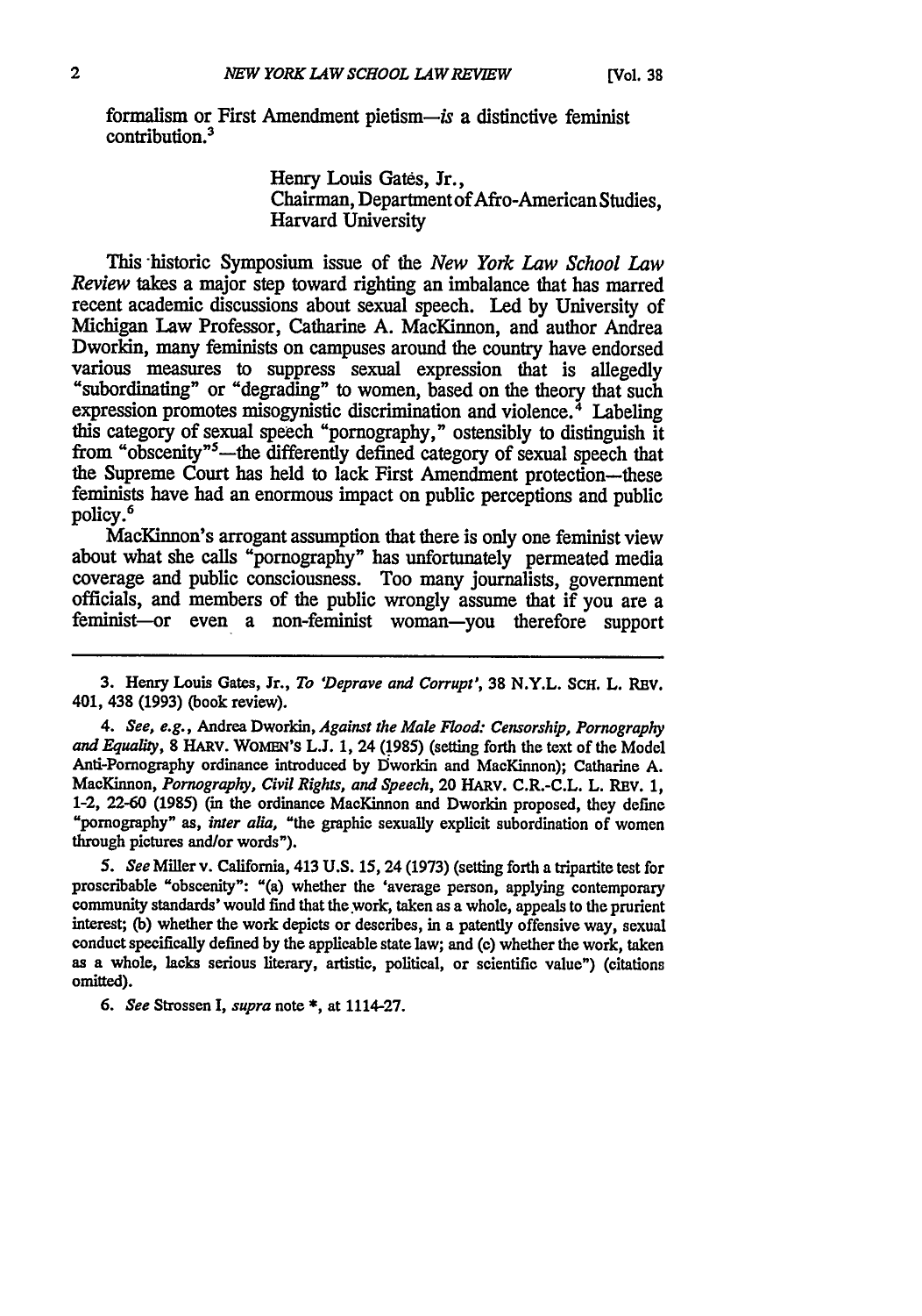formalism or First Amendment pietism—*is* a distinctive feminist contribution.[3]

> Henry Louis Gatés, Jr.,
> Chairman, Department of Afro-American Studies,
> Harvard University

This historic Symposium issue of the *New York Law School Law Review* takes a major step toward righting an imbalance that has marred recent academic discussions about sexual speech. Led by University of Michigan Law Professor, Catharine A. MacKinnon, and author Andrea Dworkin, many feminists on campuses around the country have endorsed various measures to suppress sexual expression that is allegedly "subordinating" or "degrading" to women, based on the theory that such expression promotes misogynistic discrimination and violence.[4] Labeling this category of sexual speech "pornography," ostensibly to distinguish it from "obscenity"[5]—the differently defined category of sexual speech that the Supreme Court has held to lack First Amendment protection—these feminists have had an enormous impact on public perceptions and public policy.[6]

MacKinnon's arrogant assumption that there is only one feminist view about what she calls "pornography" has unfortunately permeated media coverage and public consciousness. Too many journalists, government officials, and members of the public wrongly assume that if you are a feminist—or even a non-feminist woman—you therefore support

---

3. Henry Louis Gates, Jr., *To 'Deprave and Corrupt'*, 38 N.Y.L. SCH. L. REV. 401, 438 (1993) (book review).

4. *See, e.g.*, Andrea Dworkin, *Against the Male Flood: Censorship, Pornography and Equality*, 8 HARV. WOMEN'S L.J. 1, 24 (1985) (setting forth the text of the Model Anti-Pornography ordinance introduced by Dworkin and MacKinnon); Catharine A. MacKinnon, *Pornography, Civil Rights, and Speech*, 20 HARV. C.R.-C.L. L. REV. 1, 1-2, 22-60 (1985) (in the ordinance MacKinnon and Dworkin proposed, they define "pornography" as, *inter alia*, "the graphic sexually explicit subordination of women through pictures and/or words").

5. *See* Miller v. California, 413 U.S. 15, 24 (1973) (setting forth a tripartite test for proscribable "obscenity": "(a) whether the 'average person, applying contemporary community standards' would find that the work, taken as a whole, appeals to the prurient interest; (b) whether the work depicts or describes, in a patently offensive way, sexual conduct specifically defined by the applicable state law; and (c) whether the work, taken as a whole, lacks serious literary, artistic, political, or scientific value") (citations omitted).

6. *See* Strossen I, *supra* note *, at 1114-27.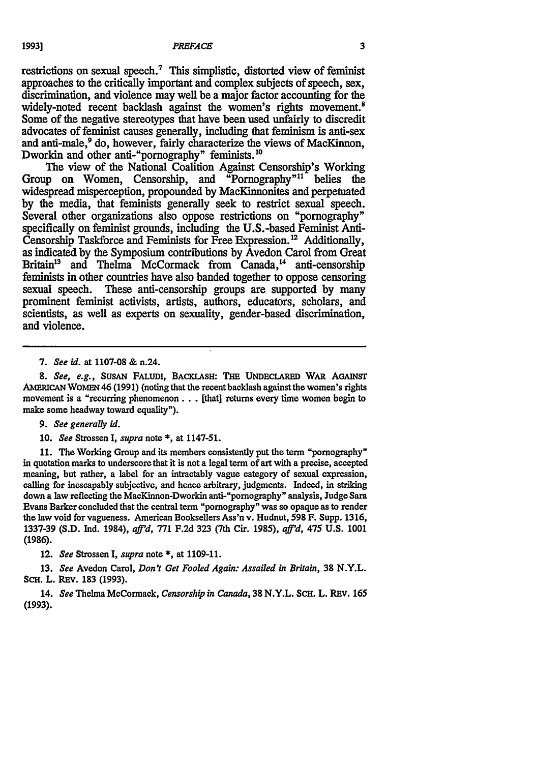restrictions on sexual speech.[7] This simplistic, distorted view of feminist approaches to the critically important and complex subjects of speech, sex, discrimination, and violence may well be a major factor accounting for the widely-noted recent backlash against the women's rights movement.[8] Some of the negative stereotypes that have been used unfairly to discredit advocates of feminist causes generally, including that feminism is anti-sex and anti-male,[9] do, however, fairly characterize the views of MacKinnon, Dworkin and other anti-"pornography" feminists.[10]

The view of the National Coalition Against Censorship's Working Group on Women, Censorship, and "Pornography"[11] belies the widespread misperception, propounded by MacKinnonites and perpetuated by the media, that feminists generally seek to restrict sexual speech. Several other organizations also oppose restrictions on "pornography" specifically on feminist grounds, including the U.S.-based Feminist Anti-Censorship Taskforce and Feminists for Free Expression.[12] Additionally, as indicated by the Symposium contributions by Avedon Carol from Great Britain[13] and Thelma McCormack from Canada,[14] anti-censorship feminists in other countries have also banded together to oppose censoring sexual speech. These anti-censorship groups are supported by many prominent feminist activists, artists, authors, educators, scholars, and scientists, as well as experts on sexuality, gender-based discrimination, and violence.

---

7. *See id.* at 1107-08 & n.24.

8. *See, e.g.*, SUSAN FALUDI, BACKLASH: THE UNDECLARED WAR AGAINST AMERICAN WOMEN 46 (1991) (noting that the recent backlash against the women's rights movement is a "recurring phenomenon . . . [that] returns every time women begin to make some headway toward equality").

9. *See generally id.*

10. *See* Strossen I, *supra* note *, at 1147-51.

11. The Working Group and its members consistently put the term "pornography" in quotation marks to underscore that it is not a legal term of art with a precise, accepted meaning, but rather, a label for an intractably vague category of sexual expression, calling for inescapably subjective, and hence arbitrary, judgments. Indeed, in striking down a law reflecting the MacKinnon-Dworkin anti-"pornography" analysis, Judge Sara Evans Barker concluded that the central term "pornography" was so opaque as to render the law void for vagueness. American Booksellers Ass'n v. Hudnut, 598 F. Supp. 1316, 1337-39 (S.D. Ind. 1984), *aff'd*, 771 F.2d 323 (7th Cir. 1985), *aff'd*, 475 U.S. 1001 (1986).

12. *See* Strossen I, *supra* note *, at 1109-11.

13. *See* Avedon Carol, *Don't Get Fooled Again: Assailed in Britain*, 38 N.Y.L. SCH. L. REV. 183 (1993).

14. *See* Thelma McCormack, *Censorship in Canada*, 38 N.Y.L. SCH. L. REV. 165 (1993).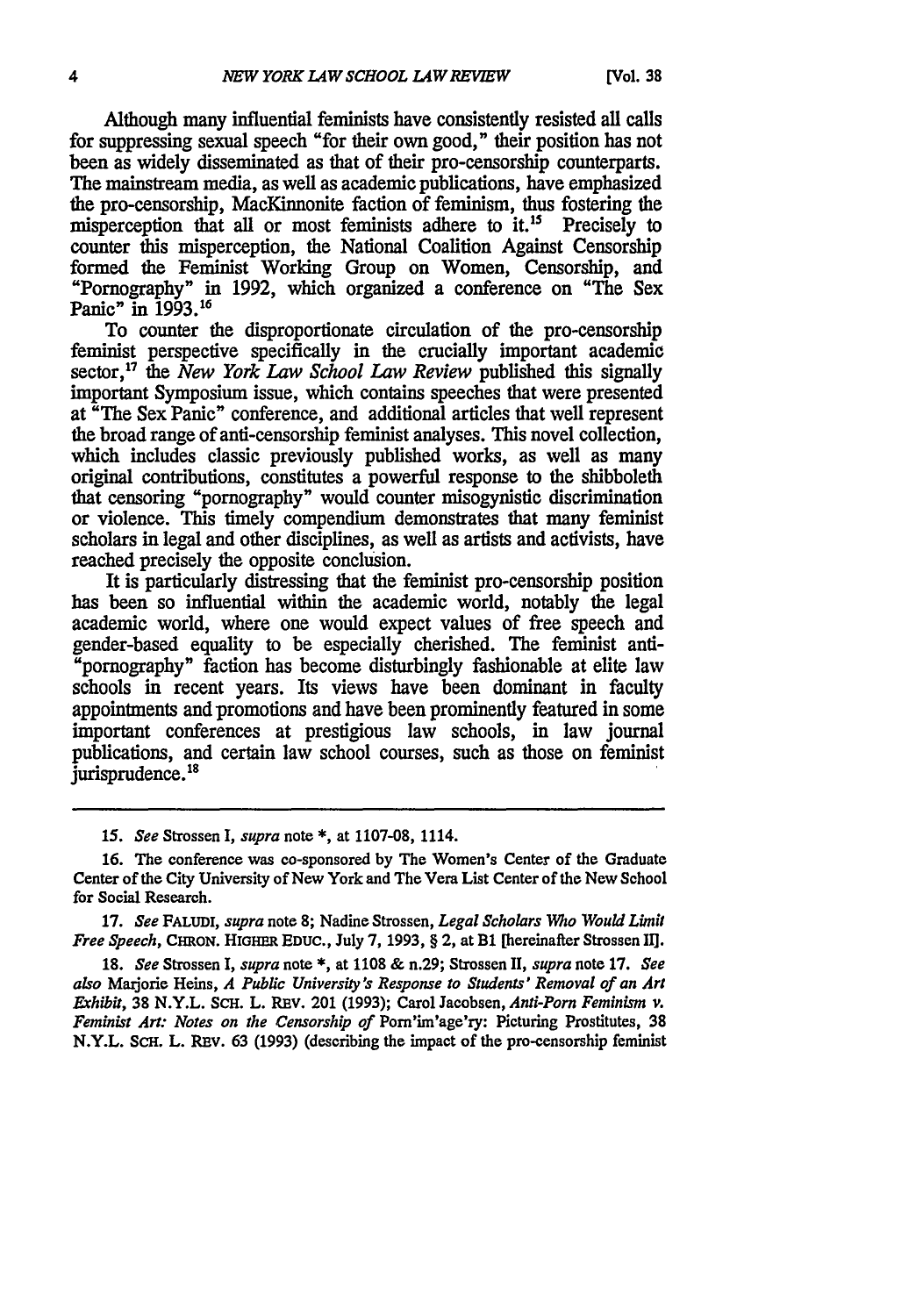Although many influential feminists have consistently resisted all calls for suppressing sexual speech "for their own good," their position has not been as widely disseminated as that of their pro-censorship counterparts. The mainstream media, as well as academic publications, have emphasized the pro-censorship, MacKinnonite faction of feminism, thus fostering the misperception that all or most feminists adhere to it.[15] Precisely to counter this misperception, the National Coalition Against Censorship formed the Feminist Working Group on Women, Censorship, and "Pornography" in 1992, which organized a conference on "The Sex Panic" in 1993.[16]

To counter the disproportionate circulation of the pro-censorship feminist perspective specifically in the crucially important academic sector,[17] the *New York Law School Law Review* published this signally important Symposium issue, which contains speeches that were presented at "The Sex Panic" conference, and additional articles that well represent the broad range of anti-censorship feminist analyses. This novel collection, which includes classic previously published works, as well as many original contributions, constitutes a powerful response to the shibboleth that censoring "pornography" would counter misogynistic discrimination or violence. This timely compendium demonstrates that many feminist scholars in legal and other disciplines, as well as artists and activists, have reached precisely the opposite conclusion.

It is particularly distressing that the feminist pro-censorship position has been so influential within the academic world, notably the legal academic world, where one would expect values of free speech and gender-based equality to be especially cherished. The feminist anti-"pornography" faction has become disturbingly fashionable at elite law schools in recent years. Its views have been dominant in faculty appointments and promotions and have been prominently featured in some important conferences at prestigious law schools, in law journal publications, and certain law school courses, such as those on feminist jurisprudence.[18]

---

15. *See* Strossen I, *supra* note *, at 1107-08, 1114.

16. The conference was co-sponsored by The Women's Center of the Graduate Center of the City University of New York and The Vera List Center of the New School for Social Research.

17. *See* FALUDI, *supra* note 8; Nadine Strossen, *Legal Scholars Who Would Limit Free Speech*, CHRON. HIGHER EDUC., July 7, 1993, § 2, at B1 [hereinafter Strossen II].

18. *See* Strossen I, *supra* note *, at 1108 & n.29; Strossen II, *supra* note 17. *See also* Marjorie Heins, *A Public University's Response to Students' Removal of an Art Exhibit*, 38 N.Y.L. SCH. L. REV. 201 (1993); Carol Jacobsen, *Anti-Porn Feminism v. Feminist Art: Notes on the Censorship of* Porn'im'age'ry: Picturing Prostitutes, 38 N.Y.L. SCH. L. REV. 63 (1993) (describing the impact of the pro-censorship feminist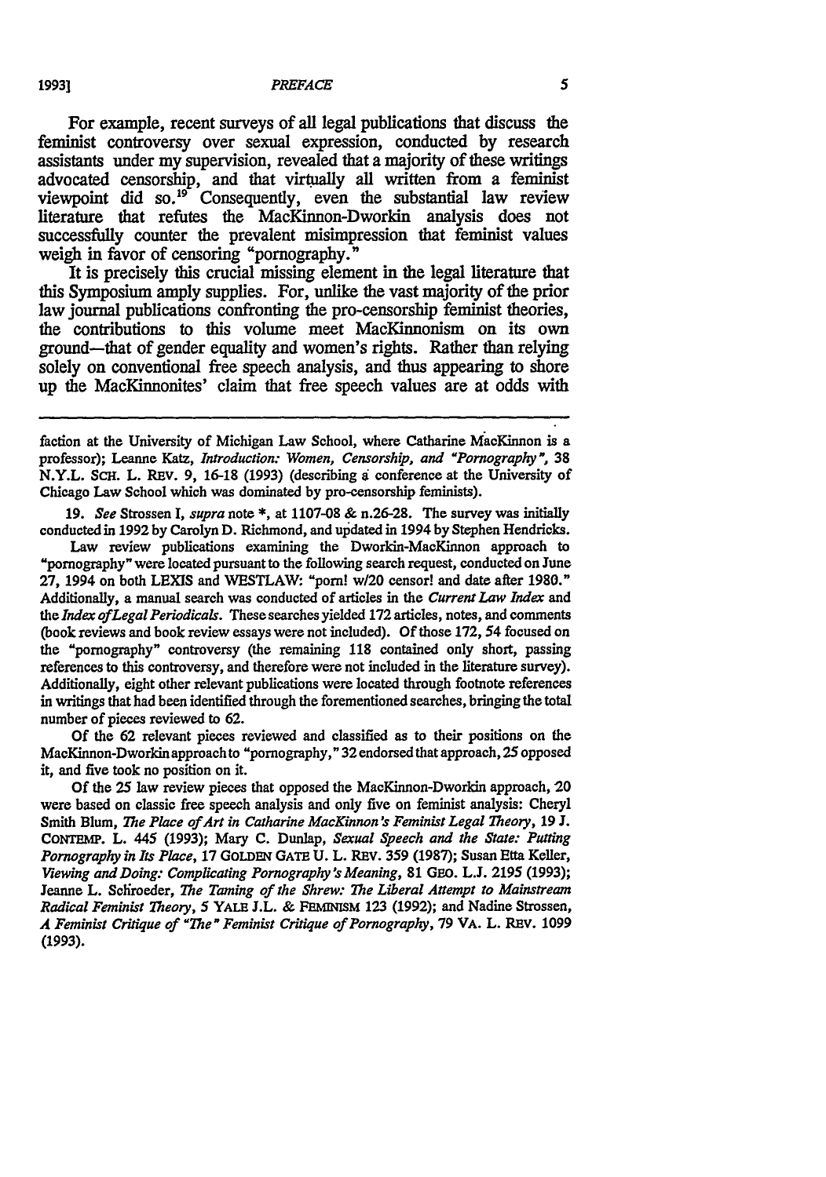For example, recent surveys of all legal publications that discuss the feminist controversy over sexual expression, conducted by research assistants under my supervision, revealed that a majority of these writings advocated censorship, and that virtually all written from a feminist viewpoint did so.[19] Consequently, even the substantial law review literature that refutes the MacKinnon-Dworkin analysis does not successfully counter the prevalent misimpression that feminist values weigh in favor of censoring "pornography."

It is precisely this crucial missing element in the legal literature that this Symposium amply supplies. For, unlike the vast majority of the prior law journal publications confronting the pro-censorship feminist theories, the contributions to this volume meet MacKinnonism on its own ground—that of gender equality and women's rights. Rather than relying solely on conventional free speech analysis, and thus appearing to shore up the MacKinnonites' claim that free speech values are at odds with

---

faction at the University of Michigan Law School, where Catharine MacKinnon is a professor); Leanne Katz, *Introduction: Women, Censorship, and "Pornography"*, 38 N.Y.L. SCH. L. REV. 9, 16-18 (1993) (describing a conference at the University of Chicago Law School which was dominated by pro-censorship feminists).

19. *See* Strossen I, *supra* note \*, at 1107-08 & n.26-28. The survey was initially conducted in 1992 by Carolyn D. Richmond, and updated in 1994 by Stephen Hendricks.

Law review publications examining the Dworkin-MacKinnon approach to "pornography" were located pursuant to the following search request, conducted on June 27, 1994 on both LEXIS and WESTLAW: "porn! w/20 censor! and date after 1980." Additionally, a manual search was conducted of articles in the *Current Law Index* and the *Index of Legal Periodicals*. These searches yielded 172 articles, notes, and comments (book reviews and book review essays were not included). Of those 172, 54 focused on the "pornography" controversy (the remaining 118 contained only short, passing references to this controversy, and therefore were not included in the literature survey). Additionally, eight other relevant publications were located through footnote references in writings that had been identified through the forementioned searches, bringing the total number of pieces reviewed to 62.

Of the 62 relevant pieces reviewed and classified as to their positions on the MacKinnon-Dworkin approach to "pornography," 32 endorsed that approach, 25 opposed it, and five took no position on it.

Of the 25 law review pieces that opposed the MacKinnon-Dworkin approach, 20 were based on classic free speech analysis and only five on feminist analysis: Cheryl Smith Blum, *The Place of Art in Catharine MacKinnon's Feminist Legal Theory*, 19 J. CONTEMP. L. 445 (1993); Mary C. Dunlap, *Sexual Speech and the State: Putting Pornography in Its Place*, 17 GOLDEN GATE U. L. REV. 359 (1987); Susan Etta Keller, *Viewing and Doing: Complicating Pornography's Meaning*, 81 GEO. L.J. 2195 (1993); Jeanne L. Schroeder, *The Taming of the Shrew: The Liberal Attempt to Mainstream Radical Feminist Theory*, 5 YALE J.L. & FEMINISM 123 (1992); and Nadine Strossen, *A Feminist Critique of "The" Feminist Critique of Pornography*, 79 VA. L. REV. 1099 (1993).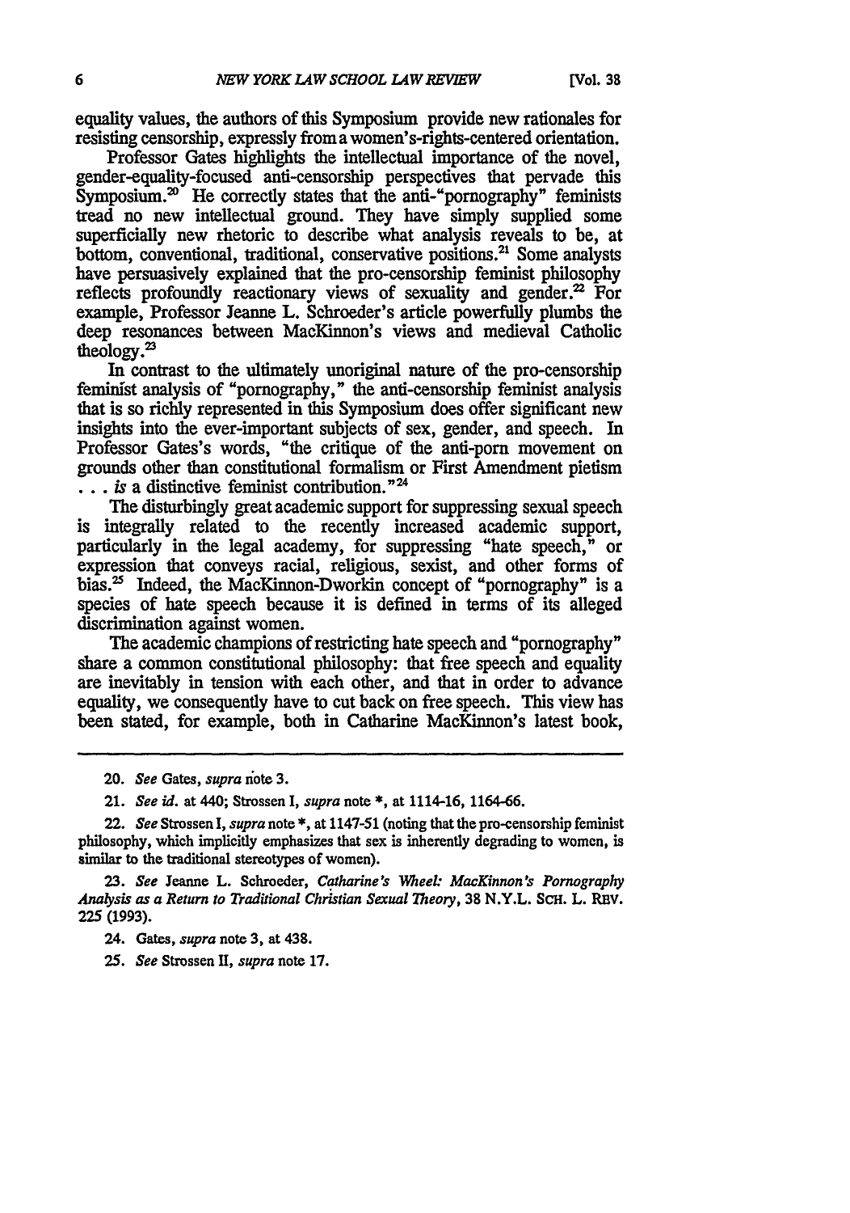equality values, the authors of this Symposium provide new rationales for resisting censorship, expressly from a women's-rights-centered orientation.

Professor Gates highlights the intellectual importance of the novel, gender-equality-focused anti-censorship perspectives that pervade this Symposium.[20] He correctly states that the anti-"pornography" feminists tread no new intellectual ground. They have simply supplied some superficially new rhetoric to describe what analysis reveals to be, at bottom, conventional, traditional, conservative positions.[21] Some analysts have persuasively explained that the pro-censorship feminist philosophy reflects profoundly reactionary views of sexuality and gender.[22] For example, Professor Jeanne L. Schroeder's article powerfully plumbs the deep resonances between MacKinnon's views and medieval Catholic theology.[23]

In contrast to the ultimately unoriginal nature of the pro-censorship feminist analysis of "pornography," the anti-censorship feminist analysis that is so richly represented in this Symposium does offer significant new insights into the ever-important subjects of sex, gender, and speech. In Professor Gates's words, "the critique of the anti-porn movement on grounds other than constitutional formalism or First Amendment pietism . . . *is* a distinctive feminist contribution."[24]

The disturbingly great academic support for suppressing sexual speech is integrally related to the recently increased academic support, particularly in the legal academy, for suppressing "hate speech," or expression that conveys racial, religious, sexist, and other forms of bias.[25] Indeed, the MacKinnon-Dworkin concept of "pornography" is a species of hate speech because it is defined in terms of its alleged discrimination against women.

The academic champions of restricting hate speech and "pornography" share a common constitutional philosophy: that free speech and equality are inevitably in tension with each other, and that in order to advance equality, we consequently have to cut back on free speech. This view has been stated, for example, both in Catharine MacKinnon's latest book,

---

20. *See* Gates, *supra* note 3.

21. *See id.* at 440; Strossen I, *supra* note *, at 1114-16, 1164-66.

22. *See* Strossen I, *supra* note *, at 1147-51 (noting that the pro-censorship feminist philosophy, which implicitly emphasizes that sex is inherently degrading to women, is similar to the traditional stereotypes of women).

23. *See* Jeanne L. Schroeder, *Catharine's Wheel: MacKinnon's Pornography Analysis as a Return to Traditional Christian Sexual Theory*, 38 N.Y.L. SCH. L. REV. 225 (1993).

24. Gates, *supra* note 3, at 438.

25. *See* Strossen II, *supra* note 17.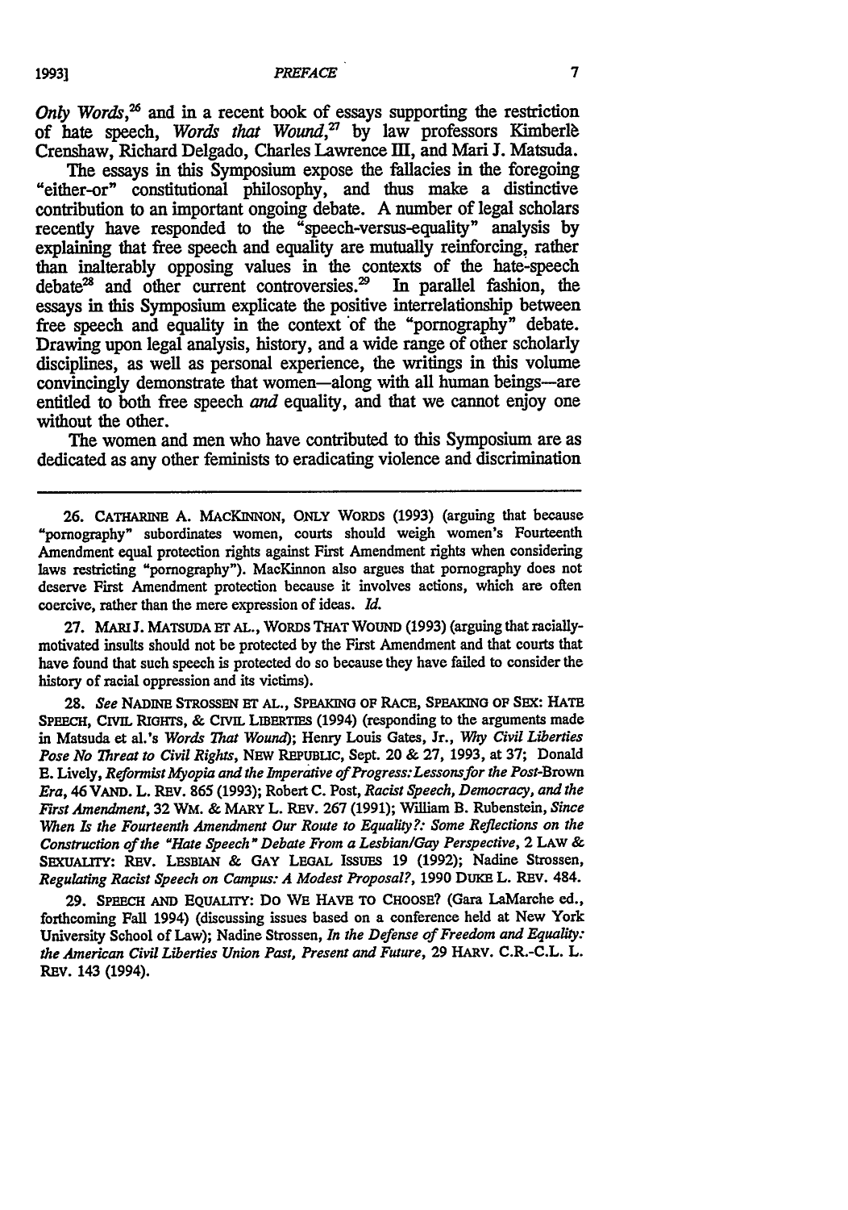*Only Words*,[26] and in a recent book of essays supporting the restriction of hate speech, *Words that Wound*,[27] by law professors Kimberlè Crenshaw, Richard Delgado, Charles Lawrence III, and Mari J. Matsuda.

The essays in this Symposium expose the fallacies in the foregoing "either-or" constitutional philosophy, and thus make a distinctive contribution to an important ongoing debate. A number of legal scholars recently have responded to the "speech-versus-equality" analysis by explaining that free speech and equality are mutually reinforcing, rather than inalterably opposing values in the contexts of the hate-speech debate[28] and other current controversies.[29] In parallel fashion, the essays in this Symposium explicate the positive interrelationship between free speech and equality in the context of the "pornography" debate. Drawing upon legal analysis, history, and a wide range of other scholarly disciplines, as well as personal experience, the writings in this volume convincingly demonstrate that women—along with all human beings—are entitled to both free speech *and* equality, and that we cannot enjoy one without the other.

The women and men who have contributed to this Symposium are as dedicated as any other feminists to eradicating violence and discrimination

---

26. CATHARINE A. MACKINNON, ONLY WORDS (1993) (arguing that because "pornography" subordinates women, courts should weigh women's Fourteenth Amendment equal protection rights against First Amendment rights when considering laws restricting "pornography"). MacKinnon also argues that pornography does not deserve First Amendment protection because it involves actions, which are often coercive, rather than the mere expression of ideas. *Id.*

27. MARI J. MATSUDA ET AL., WORDS THAT WOUND (1993) (arguing that racially-motivated insults should not be protected by the First Amendment and that courts that have found that such speech is protected do so because they have failed to consider the history of racial oppression and its victims).

28. *See* NADINE STROSSEN ET AL., SPEAKING OF RACE, SPEAKING OF SEX: HATE SPEECH, CIVIL RIGHTS, & CIVIL LIBERTIES (1994) (responding to the arguments made in Matsuda et al.'s *Words That Wound*); Henry Louis Gates, Jr., *Why Civil Liberties Pose No Threat to Civil Rights*, NEW REPUBLIC, Sept. 20 & 27, 1993, at 37; Donald E. Lively, *Reformist Myopia and the Imperative of Progress: Lessons for the Post-*Brown *Era*, 46 VAND. L. REV. 865 (1993); Robert C. Post, *Racist Speech, Democracy, and the First Amendment*, 32 WM. & MARY L. REV. 267 (1991); William B. Rubenstein, *Since When Is the Fourteenth Amendment Our Route to Equality?: Some Reflections on the Construction of the "Hate Speech" Debate From a Lesbian/Gay Perspective*, 2 LAW & SEXUALITY: REV. LESBIAN & GAY LEGAL ISSUES 19 (1992); Nadine Strossen, *Regulating Racist Speech on Campus: A Modest Proposal?*, 1990 DUKE L. REV. 484.

29. SPEECH AND EQUALITY: DO WE HAVE TO CHOOSE? (Gara LaMarche ed., forthcoming Fall 1994) (discussing issues based on a conference held at New York University School of Law); Nadine Strossen, *In the Defense of Freedom and Equality: the American Civil Liberties Union Past, Present and Future*, 29 HARV. C.R.-C.L. L. REV. 143 (1994).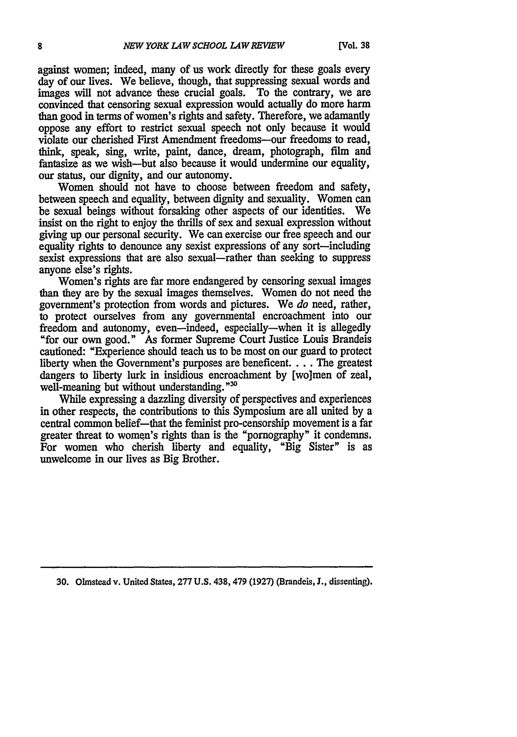against women; indeed, many of us work directly for these goals every day of our lives. We believe, though, that suppressing sexual words and images will not advance these crucial goals. To the contrary, we are convinced that censoring sexual expression would actually do more harm than good in terms of women's rights and safety. Therefore, we adamantly oppose any effort to restrict sexual speech not only because it would violate our cherished First Amendment freedoms—our freedoms to read, think, speak, sing, write, paint, dance, dream, photograph, film and fantasize as we wish—but also because it would undermine our equality, our status, our dignity, and our autonomy.

Women should not have to choose between freedom and safety, between speech and equality, between dignity and sexuality. Women can be sexual beings without forsaking other aspects of our identities. We insist on the right to enjoy the thrills of sex and sexual expression without giving up our personal security. We can exercise our free speech and our equality rights to denounce any sexist expressions of any sort—including sexist expressions that are also sexual—rather than seeking to suppress anyone else's rights.

Women's rights are far more endangered by censoring sexual images than they are by the sexual images themselves. Women do not need the government's protection from words and pictures. We *do* need, rather, to protect ourselves from any governmental encroachment into our freedom and autonomy, even—indeed, especially—when it is allegedly "for our own good." As former Supreme Court Justice Louis Brandeis cautioned: "Experience should teach us to be most on our guard to protect liberty when the Government's purposes are beneficent. . . . The greatest dangers to liberty lurk in insidious encroachment by [wo]men of zeal, well-meaning but without understanding."[30]

While expressing a dazzling diversity of perspectives and experiences in other respects, the contributions to this Symposium are all united by a central common belief—that the feminist pro-censorship movement is a far greater threat to women's rights than is the "pornography" it condemns. For women who cherish liberty and equality, "Big Sister" is as unwelcome in our lives as Big Brother.

---

30. Olmstead v. United States, 277 U.S. 438, 479 (1927) (Brandeis, J., dissenting).